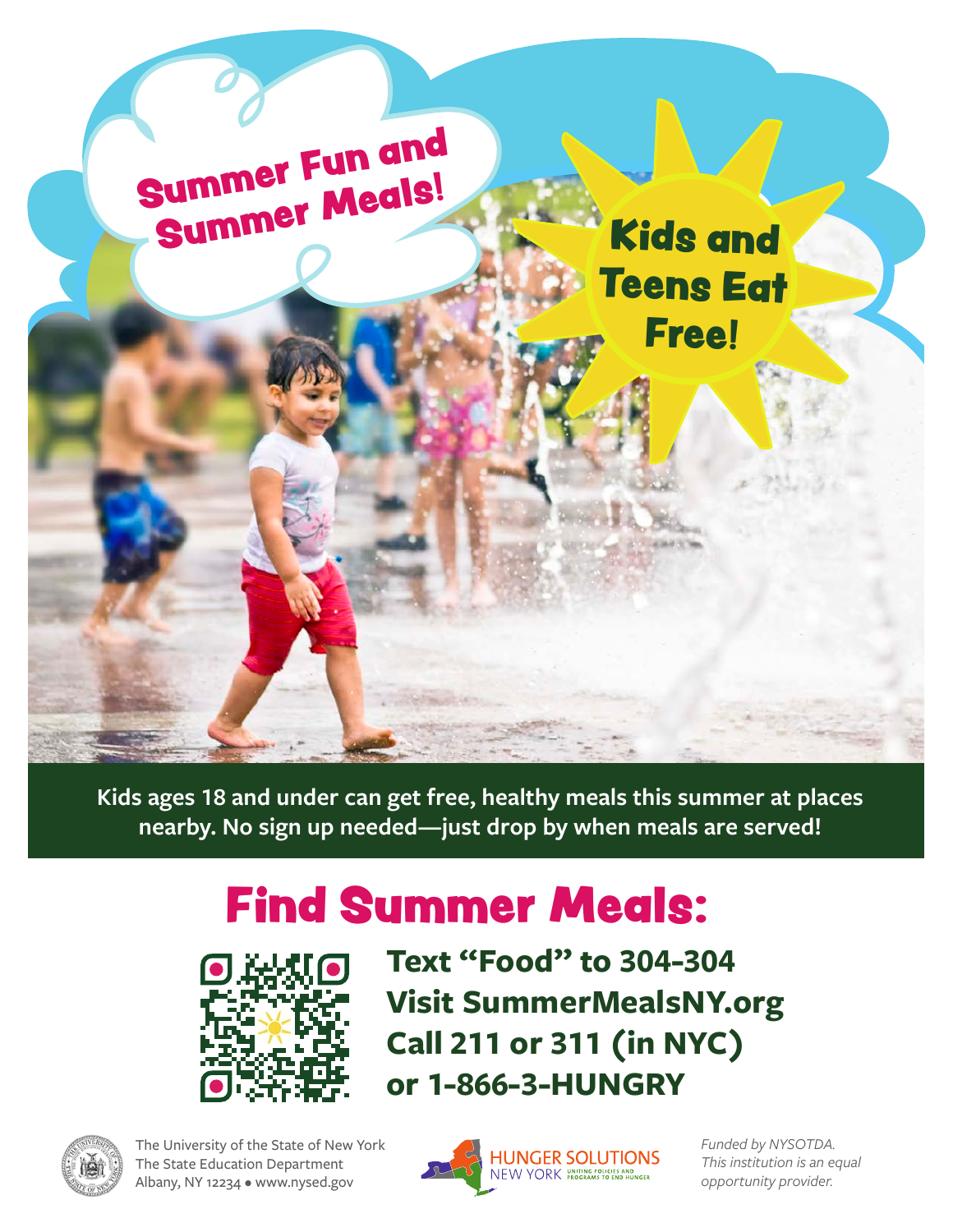# Summer Fun and Summer Meals!

**Kids and Teens Eat Free!**

**Kids ages 18 and under can get free, healthy meals this summer at places nearby. No sign up needed—just drop by when meals are served!**

## Find Summer Meals:

**Text "Food" to 304-304**
**Visit SummerMealsNY.org**
**Call 211 or 311 (in NYC)**
**or 1-866-3-HUNGRY**

The University of the State of New York
The State Education Department
Albany, NY 12234 • www.nysed.gov

HUNGER SOLUTIONS NEW YORK UNITING POLICIES AND PROGRAMS TO END HUNGER

*Funded by NYSOTDA.*
*This institution is an equal opportunity provider.*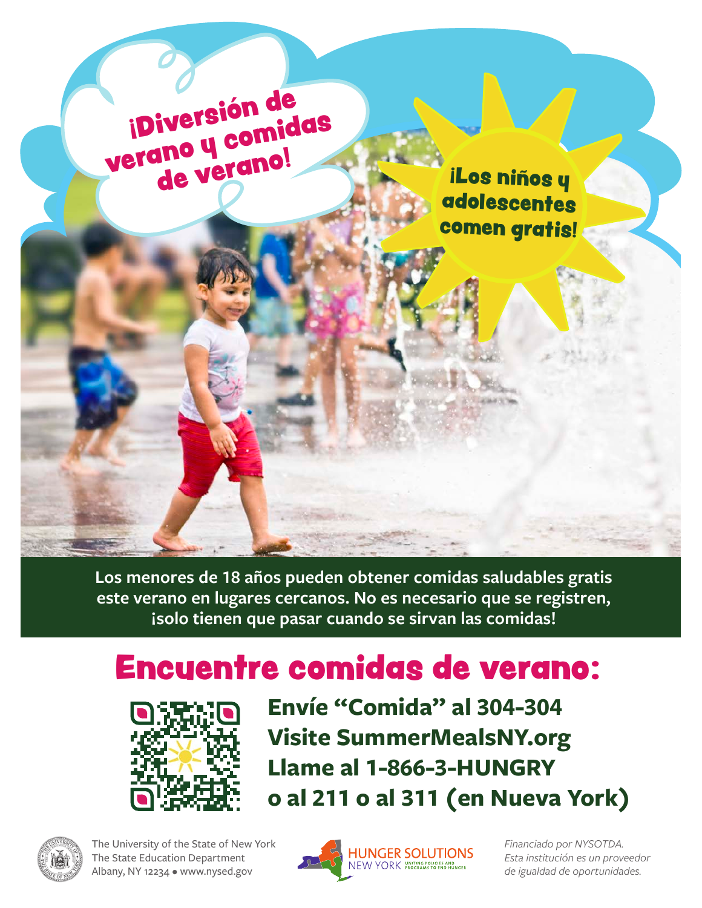# ¡Diversión de verano y comidas de verano!

**¡Los niños y adolescentes comen gratis!**

**Los menores de 18 años pueden obtener comidas saludables gratis este verano en lugares cercanos. No es necesario que se registren, ¡solo tienen que pasar cuando se sirvan las comidas!**

## Encuentre comidas de verano:

**Envíe "Comida" al 304-304**
**Visite SummerMealsNY.org**
**Llame al 1-866-3-HUNGRY**
**o al 211 o al 311 (en Nueva York)**

The University of the State of New York
The State Education Department
Albany, NY 12234 • www.nysed.gov

HUNGER SOLUTIONS NEW YORK UNITING POLICIES AND PROGRAMS TO END HUNGER

*Financiado por NYSOTDA.*
*Esta institución es un proveedor de igualdad de oportunidades.*